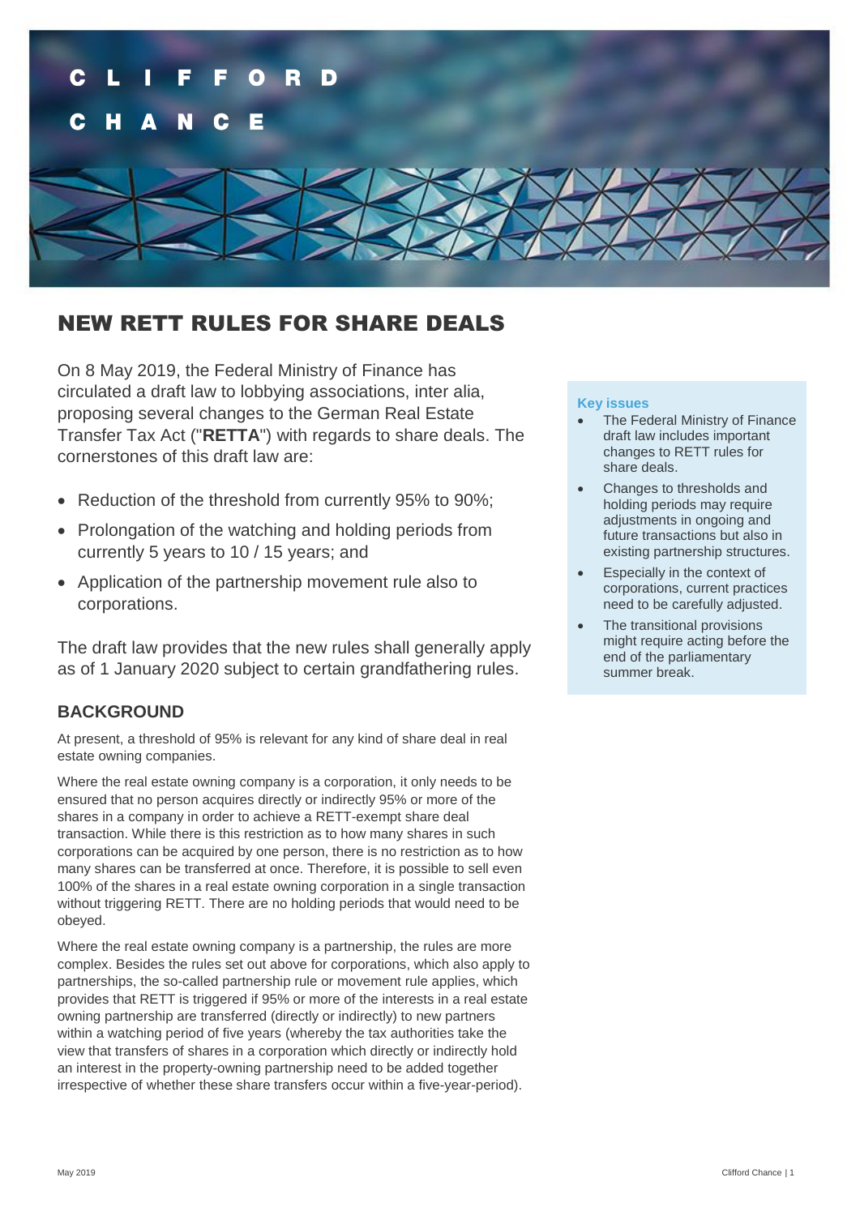# NEW RETT RULES FOR SHARE DEALS

On 8 May 2019, the Federal Ministry of Finance has circulated a draft law to lobbying associations, inter alia, proposing several changes to the German Real Estate Transfer Tax Act ("**RETTA**") with regards to share deals. The cornerstones of this draft law are:

- Reduction of the threshold from currently 95% to 90%;
- Prolongation of the watching and holding periods from currently 5 years to 10 / 15 years; and
- Application of the partnership movement rule also to corporations.

The draft law provides that the new rules shall generally apply as of 1 January 2020 subject to certain grandfathering rules.

**Key issues**

- The Federal Ministry of Finance draft law includes important changes to RETT rules for share deals.
- Changes to thresholds and holding periods may require adjustments in ongoing and future transactions but also in existing partnership structures.
- Especially in the context of corporations, current practices need to be carefully adjusted.
- The transitional provisions might require acting before the end of the parliamentary summer break.

## BACKGROUND

At present, a threshold of 95% is relevant for any kind of share deal in real estate owning companies.

Where the real estate owning company is a corporation, it only needs to be ensured that no person acquires directly or indirectly 95% or more of the shares in a company in order to achieve a RETT-exempt share deal transaction. While there is this restriction as to how many shares in such corporations can be acquired by one person, there is no restriction as to how many shares can be transferred at once. Therefore, it is possible to sell even 100% of the shares in a real estate owning corporation in a single transaction without triggering RETT. There are no holding periods that would need to be obeyed.

Where the real estate owning company is a partnership, the rules are more complex. Besides the rules set out above for corporations, which also apply to partnerships, the so-called partnership rule or movement rule applies, which provides that RETT is triggered if 95% or more of the interests in a real estate owning partnership are transferred (directly or indirectly) to new partners within a watching period of five years (whereby the tax authorities take the view that transfers of shares in a corporation which directly or indirectly hold an interest in the property-owning partnership need to be added together irrespective of whether these share transfers occur within a five-year-period).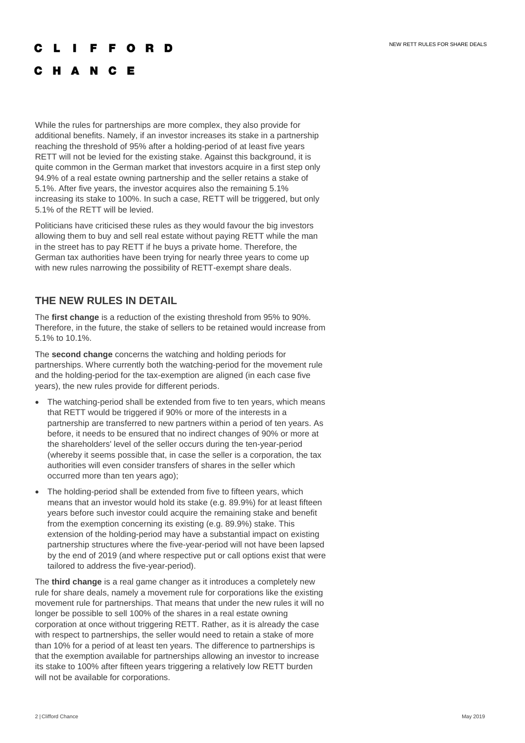While the rules for partnerships are more complex, they also provide for additional benefits. Namely, if an investor increases its stake in a partnership reaching the threshold of 95% after a holding-period of at least five years RETT will not be levied for the existing stake. Against this background, it is quite common in the German market that investors acquire in a first step only 94.9% of a real estate owning partnership and the seller retains a stake of 5.1%. After five years, the investor acquires also the remaining 5.1% increasing its stake to 100%. In such a case, RETT will be triggered, but only 5.1% of the RETT will be levied.

Politicians have criticised these rules as they would favour the big investors allowing them to buy and sell real estate without paying RETT while the man in the street has to pay RETT if he buys a private home. Therefore, the German tax authorities have been trying for nearly three years to come up with new rules narrowing the possibility of RETT-exempt share deals.

## THE NEW RULES IN DETAIL

The **first change** is a reduction of the existing threshold from 95% to 90%. Therefore, in the future, the stake of sellers to be retained would increase from 5.1% to 10.1%.

The **second change** concerns the watching and holding periods for partnerships. Where currently both the watching-period for the movement rule and the holding-period for the tax-exemption are aligned (in each case five years), the new rules provide for different periods.

- The watching-period shall be extended from five to ten years, which means that RETT would be triggered if 90% or more of the interests in a partnership are transferred to new partners within a period of ten years. As before, it needs to be ensured that no indirect changes of 90% or more at the shareholders' level of the seller occurs during the ten-year-period (whereby it seems possible that, in case the seller is a corporation, the tax authorities will even consider transfers of shares in the seller which occurred more than ten years ago);
- The holding-period shall be extended from five to fifteen years, which means that an investor would hold its stake (e.g. 89.9%) for at least fifteen years before such investor could acquire the remaining stake and benefit from the exemption concerning its existing (e.g. 89.9%) stake. This extension of the holding-period may have a substantial impact on existing partnership structures where the five-year-period will not have been lapsed by the end of 2019 (and where respective put or call options exist that were tailored to address the five-year-period).

The **third change** is a real game changer as it introduces a completely new rule for share deals, namely a movement rule for corporations like the existing movement rule for partnerships. That means that under the new rules it will no longer be possible to sell 100% of the shares in a real estate owning corporation at once without triggering RETT. Rather, as it is already the case with respect to partnerships, the seller would need to retain a stake of more than 10% for a period of at least ten years. The difference to partnerships is that the exemption available for partnerships allowing an investor to increase its stake to 100% after fifteen years triggering a relatively low RETT burden will not be available for corporations.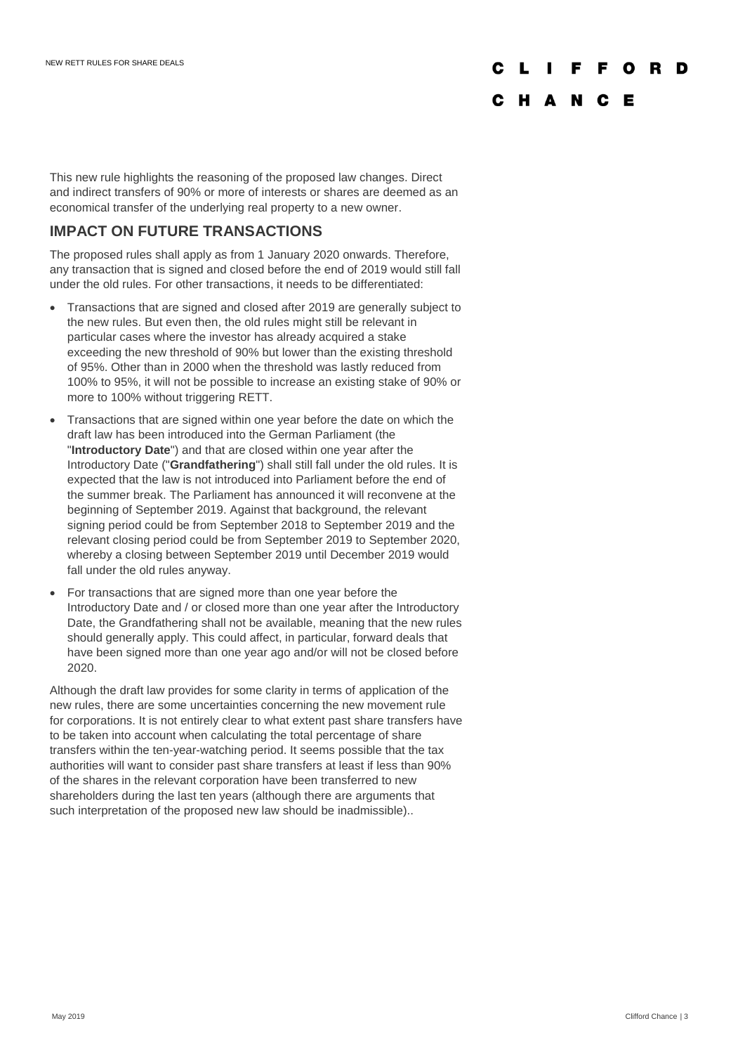This new rule highlights the reasoning of the proposed law changes. Direct and indirect transfers of 90% or more of interests or shares are deemed as an economical transfer of the underlying real property to a new owner.

## IMPACT ON FUTURE TRANSACTIONS

The proposed rules shall apply as from 1 January 2020 onwards. Therefore, any transaction that is signed and closed before the end of 2019 would still fall under the old rules. For other transactions, it needs to be differentiated:

- Transactions that are signed and closed after 2019 are generally subject to the new rules. But even then, the old rules might still be relevant in particular cases where the investor has already acquired a stake exceeding the new threshold of 90% but lower than the existing threshold of 95%. Other than in 2000 when the threshold was lastly reduced from 100% to 95%, it will not be possible to increase an existing stake of 90% or more to 100% without triggering RETT.
- Transactions that are signed within one year before the date on which the draft law has been introduced into the German Parliament (the "**Introductory Date**") and that are closed within one year after the Introductory Date ("**Grandfathering**") shall still fall under the old rules. It is expected that the law is not introduced into Parliament before the end of the summer break. The Parliament has announced it will reconvene at the beginning of September 2019. Against that background, the relevant signing period could be from September 2018 to September 2019 and the relevant closing period could be from September 2019 to September 2020, whereby a closing between September 2019 until December 2019 would fall under the old rules anyway.
- For transactions that are signed more than one year before the Introductory Date and / or closed more than one year after the Introductory Date, the Grandfathering shall not be available, meaning that the new rules should generally apply. This could affect, in particular, forward deals that have been signed more than one year ago and/or will not be closed before 2020.

Although the draft law provides for some clarity in terms of application of the new rules, there are some uncertainties concerning the new movement rule for corporations. It is not entirely clear to what extent past share transfers have to be taken into account when calculating the total percentage of share transfers within the ten-year-watching period. It seems possible that the tax authorities will want to consider past share transfers at least if less than 90% of the shares in the relevant corporation have been transferred to new shareholders during the last ten years (although there are arguments that such interpretation of the proposed new law should be inadmissible)..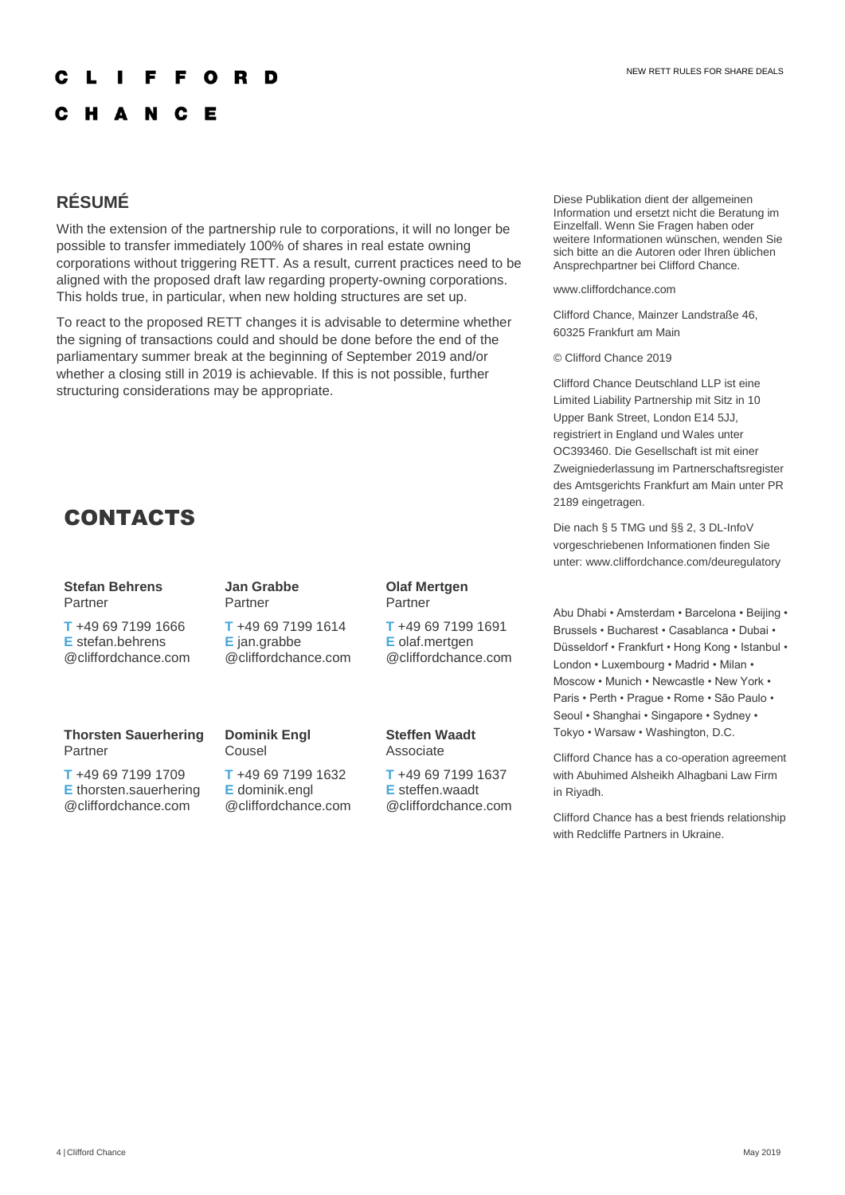CLIFFORD

CHANCE

## RÉSUMÉ

With the extension of the partnership rule to corporations, it will no longer be possible to transfer immediately 100% of shares in real estate owning corporations without triggering RETT. As a result, current practices need to be aligned with the proposed draft law regarding property-owning corporations. This holds true, in particular, when new holding structures are set up.

To react to the proposed RETT changes it is advisable to determine whether the signing of transactions could and should be done before the end of the parliamentary summer break at the beginning of September 2019 and/or whether a closing still in 2019 is achievable. If this is not possible, further structuring considerations may be appropriate.

## CONTACTS

**Stefan Behrens**
Partner

T +49 69 7199 1666
E stefan.behrens@cliffordchance.com

**Jan Grabbe**
Partner

T +49 69 7199 1614
E jan.grabbe@cliffordchance.com

**Olaf Mertgen**
Partner

T +49 69 7199 1691
E olaf.mertgen@cliffordchance.com

**Thorsten Sauerhering**
Partner

T +49 69 7199 1709
E thorsten.sauerhering@cliffordchance.com

**Dominik Engl**
Cousel

T +49 69 7199 1632
E dominik.engl@cliffordchance.com

**Steffen Waadt**
Associate

T +49 69 7199 1637
E steffen.waadt@cliffordchance.com

Diese Publikation dient der allgemeinen Information und ersetzt nicht die Beratung im Einzelfall. Wenn Sie Fragen haben oder weitere Informationen wünschen, wenden Sie sich bitte an die Autoren oder Ihren üblichen Ansprechpartner bei Clifford Chance.

www.cliffordchance.com

Clifford Chance, Mainzer Landstraße 46, 60325 Frankfurt am Main

© Clifford Chance 2019

Clifford Chance Deutschland LLP ist eine Limited Liability Partnership mit Sitz in 10 Upper Bank Street, London E14 5JJ, registriert in England und Wales unter OC393460. Die Gesellschaft ist mit einer Zweigniederlassung im Partnerschaftsregister des Amtsgerichts Frankfurt am Main unter PR 2189 eingetragen.

Die nach § 5 TMG und §§ 2, 3 DL-InfoV vorgeschriebenen Informationen finden Sie unter: www.cliffordchance.com/deuregulatory

Abu Dhabi • Amsterdam • Barcelona • Beijing • Brussels • Bucharest • Casablanca • Dubai • Düsseldorf • Frankfurt • Hong Kong • Istanbul • London • Luxembourg • Madrid • Milan • Moscow • Munich • Newcastle • New York • Paris • Perth • Prague • Rome • São Paulo • Seoul • Shanghai • Singapore • Sydney • Tokyo • Warsaw • Washington, D.C.

Clifford Chance has a co-operation agreement with Abuhimed Alsheikh Alhagbani Law Firm in Riyadh.

Clifford Chance has a best friends relationship with Redcliffe Partners in Ukraine.